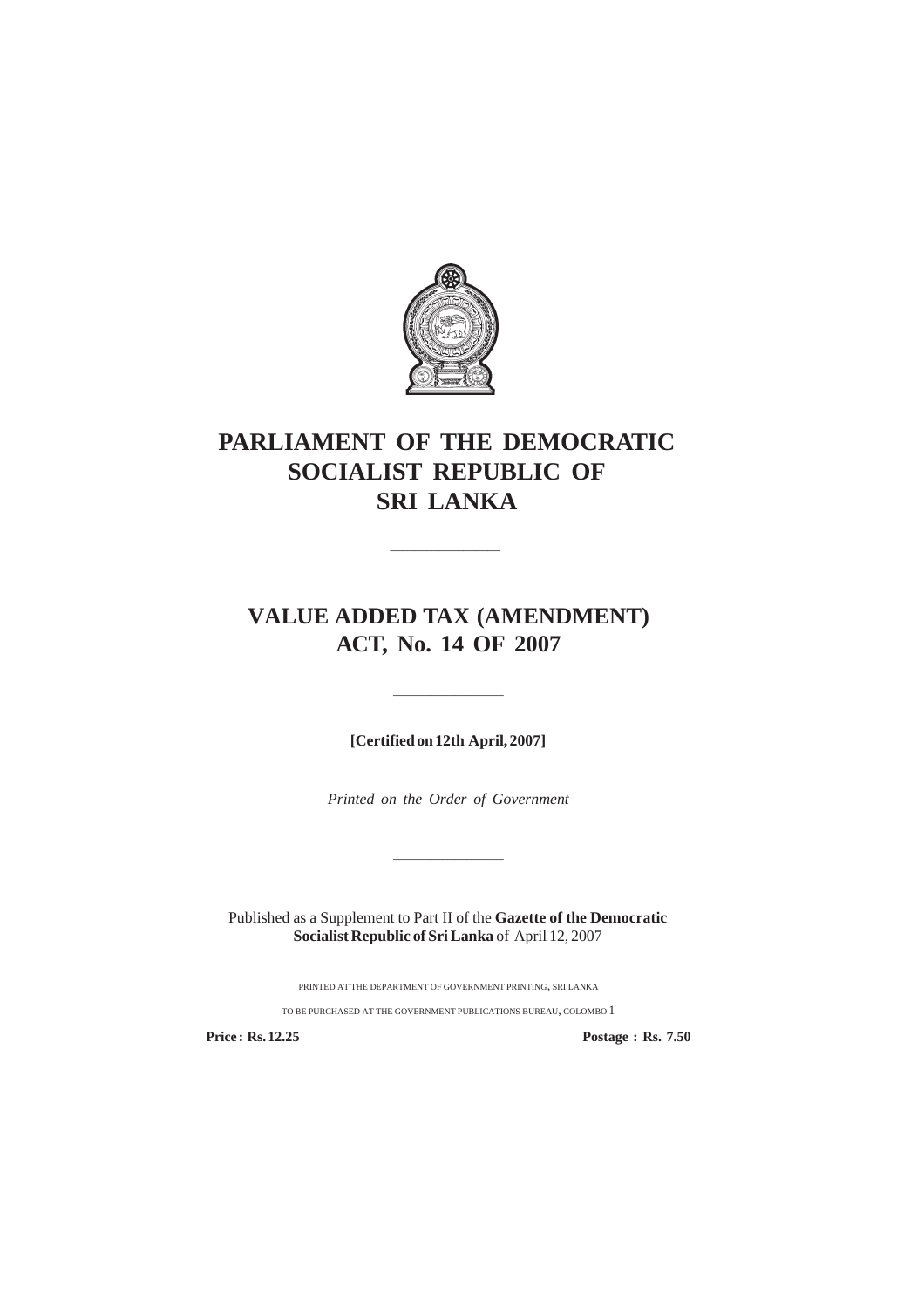# PARLIAMENT OF THE DEMOCRATIC SOCIALIST REPUBLIC OF SRI LANKA

---

# VALUE ADDED TAX (AMENDMENT) ACT, No. 14 OF 2007

---

**[Certified on 12th April, 2007]**

*Printed on the Order of Government*

---

Published as a Supplement to Part II of the **Gazette of the Democratic Socialist Republic of Sri Lanka** of April 12, 2007

PRINTED AT THE DEPARTMENT OF GOVERNMENT PRINTING, SRI LANKA

TO BE PURCHASED AT THE GOVERNMENT PUBLICATIONS BUREAU, COLOMBO 1

**Price : Rs. 12.25** **Postage : Rs. 7.50**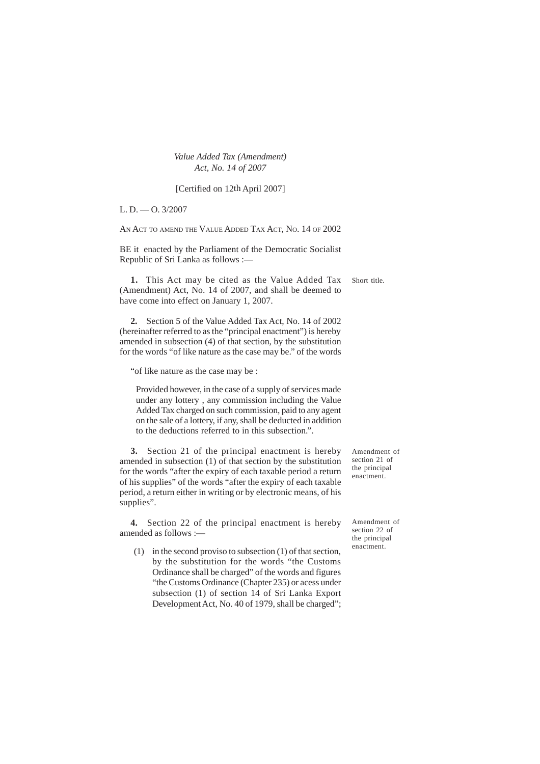*Value Added Tax (Amendment)*
*Act, No. 14 of 2007*

[Certified on 12th April 2007]

L. D. — O. 3/2007

AN ACT TO AMEND THE VALUE ADDED TAX ACT, NO. 14 OF 2002

BE it enacted by the Parliament of the Democratic Socialist Republic of Sri Lanka as follows :—

Short title.

**1.** This Act may be cited as the Value Added Tax (Amendment) Act, No. 14 of 2007, and shall be deemed to have come into effect on January 1, 2007.

**2.** Section 5 of the Value Added Tax Act, No. 14 of 2002 (hereinafter referred to as the "principal enactment") is hereby amended in subsection (4) of that section, by the substitution for the words "of like nature as the case may be." of the words

"of like nature as the case may be :

Provided however, in the case of a supply of services made under any lottery , any commission including the Value Added Tax charged on such commission, paid to any agent on the sale of a lottery, if any, shall be deducted in addition to the deductions referred to in this subsection.".

Amendment of section 21 of the principal enactment.

**3.** Section 21 of the principal enactment is hereby amended in subsection (1) of that section by the substitution for the words "after the expiry of each taxable period a return of his supplies" of the words "after the expiry of each taxable period, a return either in writing or by electronic means, of his supplies".

Amendment of section 22 of the principal enactment.

**4.** Section 22 of the principal enactment is hereby amended as follows :—

(1) in the second proviso to subsection (1) of that section, by the substitution for the words "the Customs Ordinance shall be charged" of the words and figures "the Customs Ordinance (Chapter 235) or acess under subsection (1) of section 14 of Sri Lanka Export Development Act, No. 40 of 1979, shall be charged";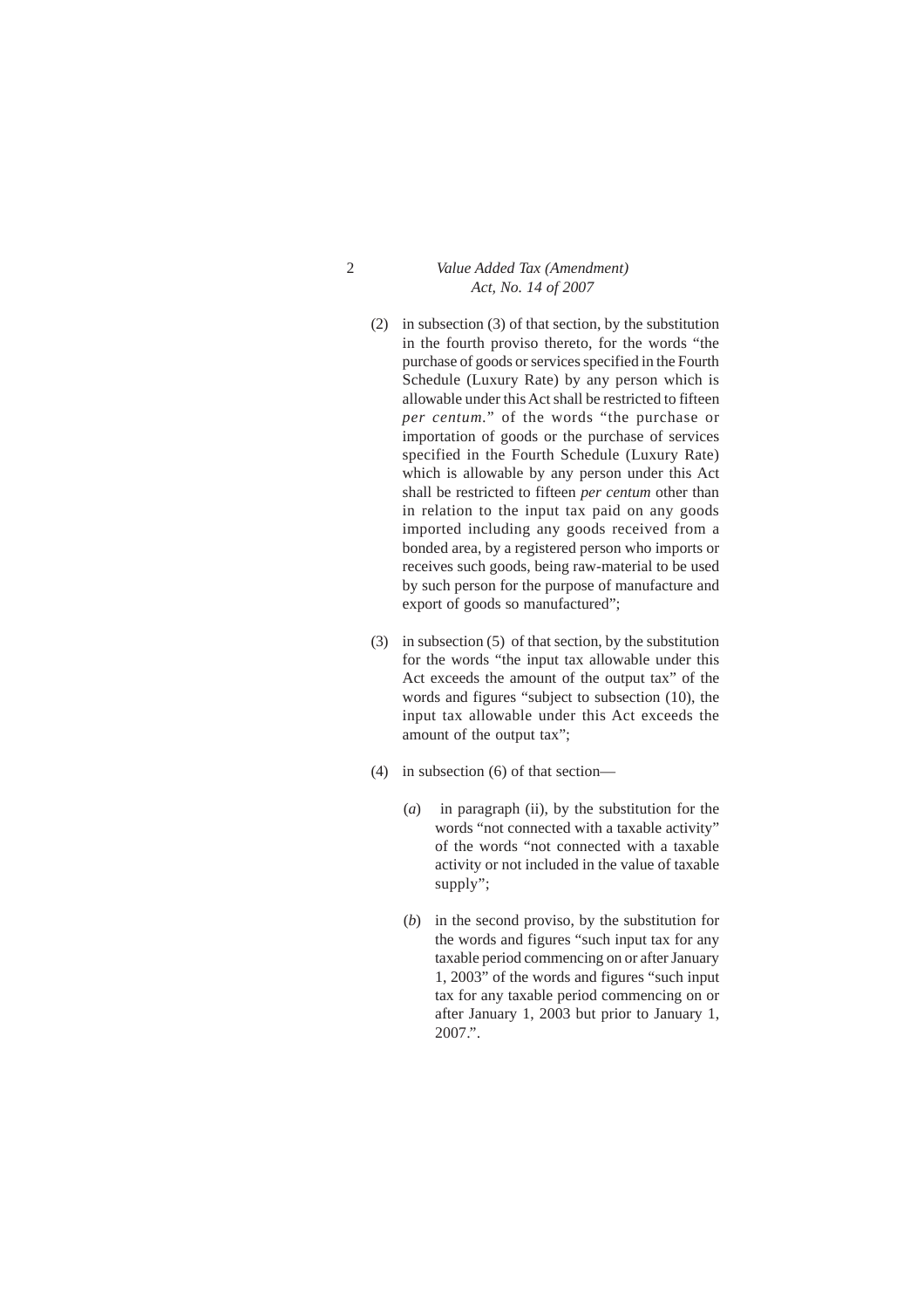(2) in subsection (3) of that section, by the substitution in the fourth proviso thereto, for the words "the purchase of goods or services specified in the Fourth Schedule (Luxury Rate) by any person which is allowable under this Act shall be restricted to fifteen *per centum*." of the words "the purchase or importation of goods or the purchase of services specified in the Fourth Schedule (Luxury Rate) which is allowable by any person under this Act shall be restricted to fifteen *per centum* other than in relation to the input tax paid on any goods imported including any goods received from a bonded area, by a registered person who imports or receives such goods, being raw-material to be used by such person for the purpose of manufacture and export of goods so manufactured";

(3) in subsection (5) of that section, by the substitution for the words "the input tax allowable under this Act exceeds the amount of the output tax" of the words and figures "subject to subsection (10), the input tax allowable under this Act exceeds the amount of the output tax";

(4) in subsection (6) of that section—

(*a*) in paragraph (ii), by the substitution for the words "not connected with a taxable activity" of the words "not connected with a taxable activity or not included in the value of taxable supply";

(*b*) in the second proviso, by the substitution for the words and figures "such input tax for any taxable period commencing on or after January 1, 2003" of the words and figures "such input tax for any taxable period commencing on or after January 1, 2003 but prior to January 1, 2007.".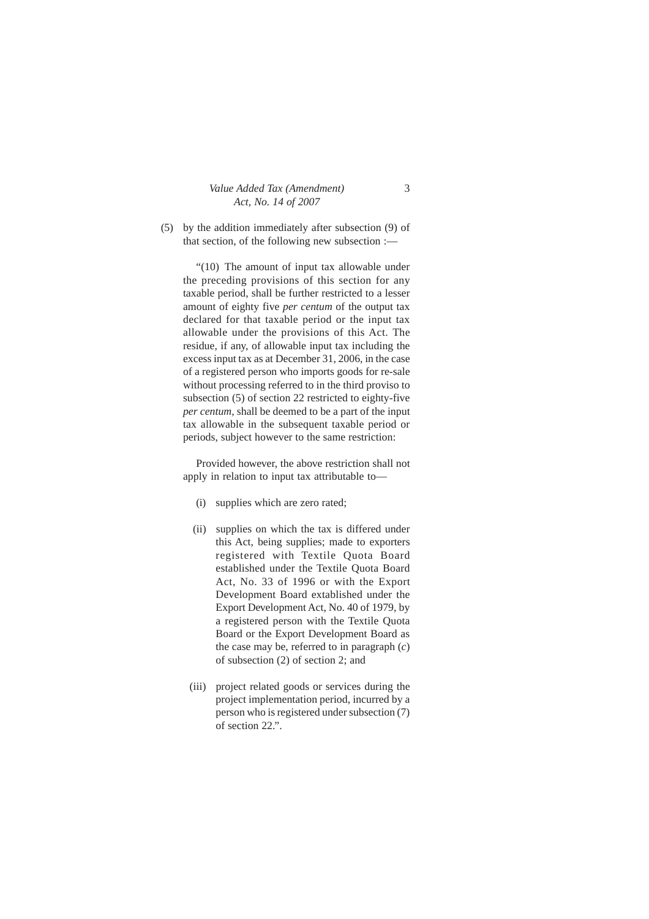(5) by the addition immediately after subsection (9) of that section, of the following new subsection :—

"(10) The amount of input tax allowable under the preceding provisions of this section for any taxable period, shall be further restricted to a lesser amount of eighty five *per centum* of the output tax declared for that taxable period or the input tax allowable under the provisions of this Act. The residue, if any, of allowable input tax including the excess input tax as at December 31, 2006, in the case of a registered person who imports goods for re-sale without processing referred to in the third proviso to subsection (5) of section 22 restricted to eighty-five *per centum*, shall be deemed to be a part of the input tax allowable in the subsequent taxable period or periods, subject however to the same restriction:

Provided however, the above restriction shall not apply in relation to input tax attributable to—

(i) supplies which are zero rated;

(ii) supplies on which the tax is differed under this Act, being supplies; made to exporters registered with Textile Quota Board established under the Textile Quota Board Act, No. 33 of 1996 or with the Export Development Board extablished under the Export Development Act, No. 40 of 1979, by a registered person with the Textile Quota Board or the Export Development Board as the case may be, referred to in paragraph (*c*) of subsection (2) of section 2; and

(iii) project related goods or services during the project implementation period, incurred by a person who is registered under subsection (7) of section 22.".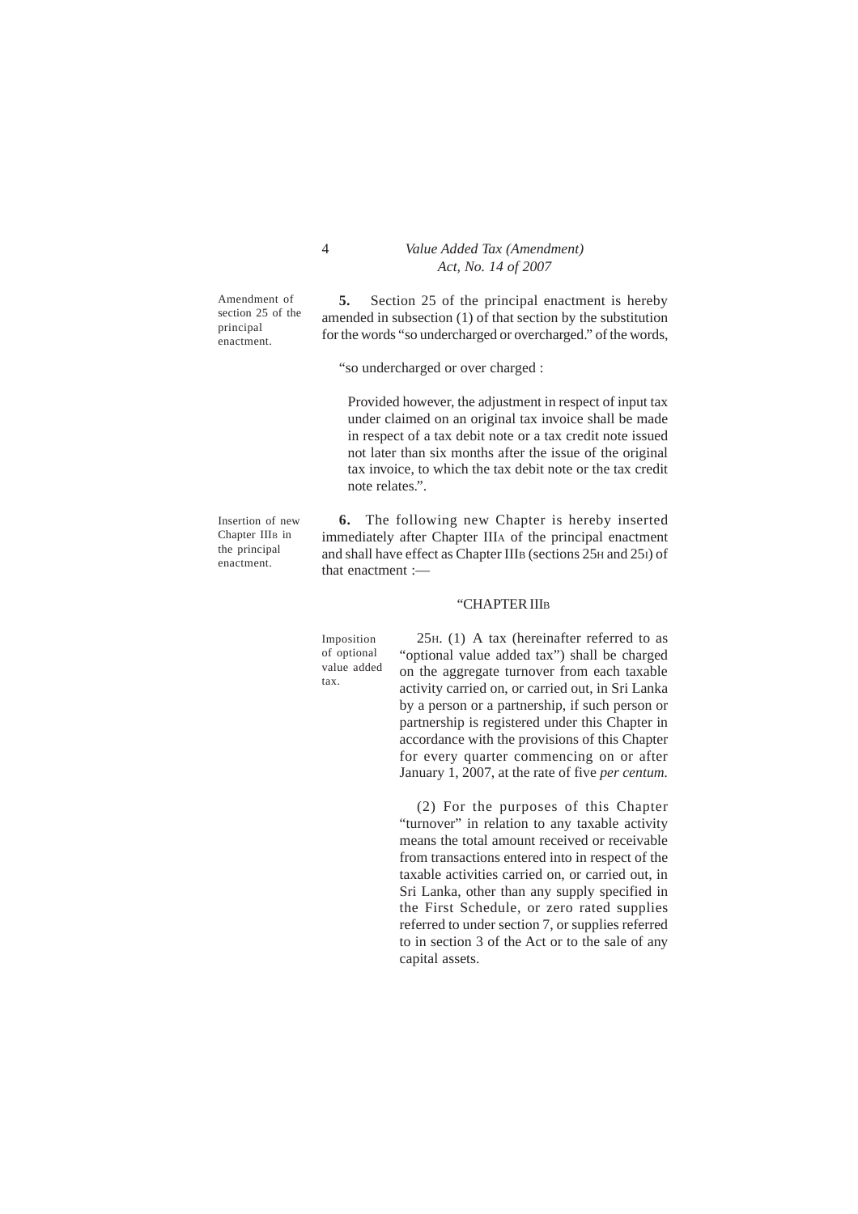Amendment of section 25 of the principal enactment.

**5.** Section 25 of the principal enactment is hereby amended in subsection (1) of that section by the substitution for the words "so undercharged or overcharged." of the words,

"so undercharged or over charged :

Provided however, the adjustment in respect of input tax under claimed on an original tax invoice shall be made in respect of a tax debit note or a tax credit note issued not later than six months after the issue of the original tax invoice, to which the tax debit note or the tax credit note relates.".

Insertion of new Chapter IIIB in the principal enactment.

**6.** The following new Chapter is hereby inserted immediately after Chapter IIIA of the principal enactment and shall have effect as Chapter IIIB (sections 25H and 25I) of that enactment :—

"CHAPTER IIIB

Imposition of optional value added tax.

25H. (1) A tax (hereinafter referred to as "optional value added tax") shall be charged on the aggregate turnover from each taxable activity carried on, or carried out, in Sri Lanka by a person or a partnership, if such person or partnership is registered under this Chapter in accordance with the provisions of this Chapter for every quarter commencing on or after January 1, 2007, at the rate of five *per centum.*

(2) For the purposes of this Chapter "turnover" in relation to any taxable activity means the total amount received or receivable from transactions entered into in respect of the taxable activities carried on, or carried out, in Sri Lanka, other than any supply specified in the First Schedule, or zero rated supplies referred to under section 7, or supplies referred to in section 3 of the Act or to the sale of any capital assets.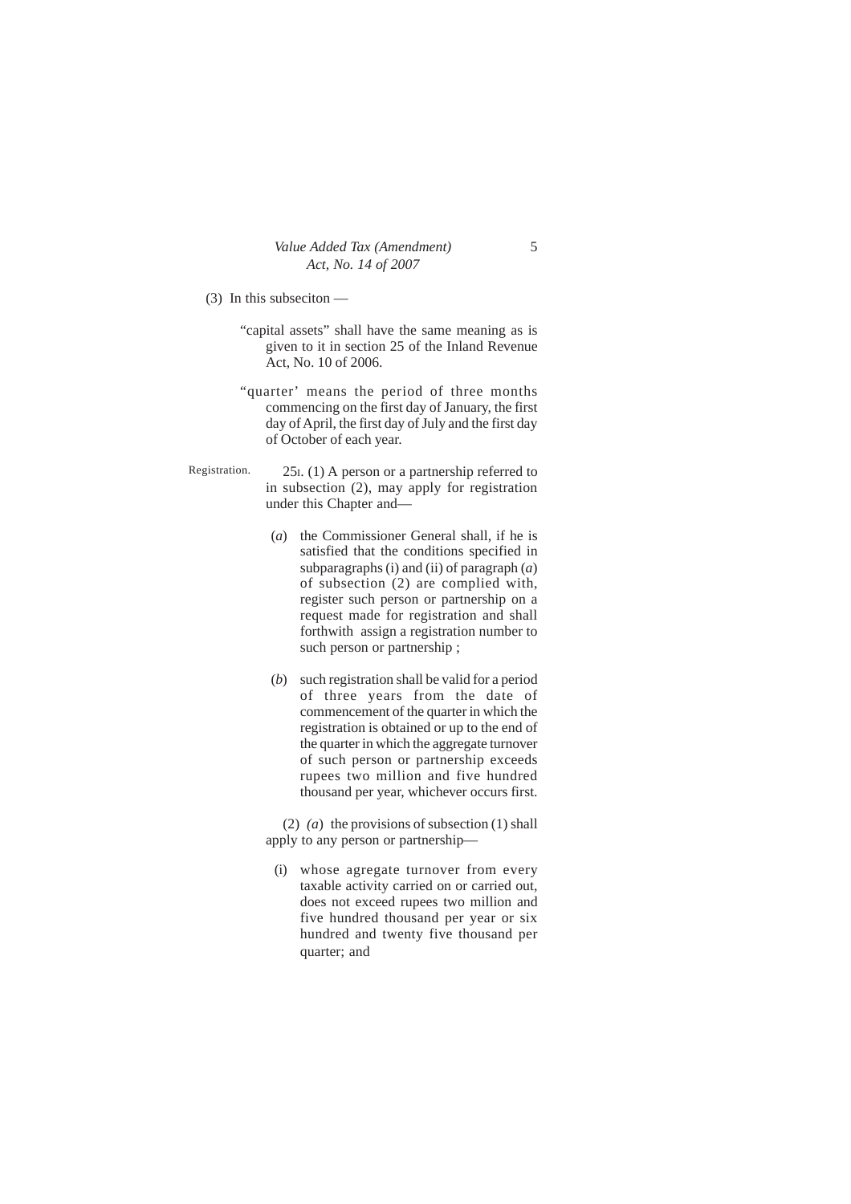(3) In this subseciton —

"capital assets" shall have the same meaning as is given to it in section 25 of the Inland Revenue Act, No. 10 of 2006.

"quarter' means the period of three months commencing on the first day of January, the first day of April, the first day of July and the first day of October of each year.

Registration.

25I. (1) A person or a partnership referred to in subsection (2), may apply for registration under this Chapter and—

(*a*) the Commissioner General shall, if he is satisfied that the conditions specified in subparagraphs (i) and (ii) of paragraph (*a*) of subsection (2) are complied with, register such person or partnership on a request made for registration and shall forthwith assign a registration number to such person or partnership ;

(*b*) such registration shall be valid for a period of three years from the date of commencement of the quarter in which the registration is obtained or up to the end of the quarter in which the aggregate turnover of such person or partnership exceeds rupees two million and five hundred thousand per year, whichever occurs first.

(2) (*a*) the provisions of subsection (1) shall apply to any person or partnership—

(i) whose agregate turnover from every taxable activity carried on or carried out, does not exceed rupees two million and five hundred thousand per year or six hundred and twenty five thousand per quarter; and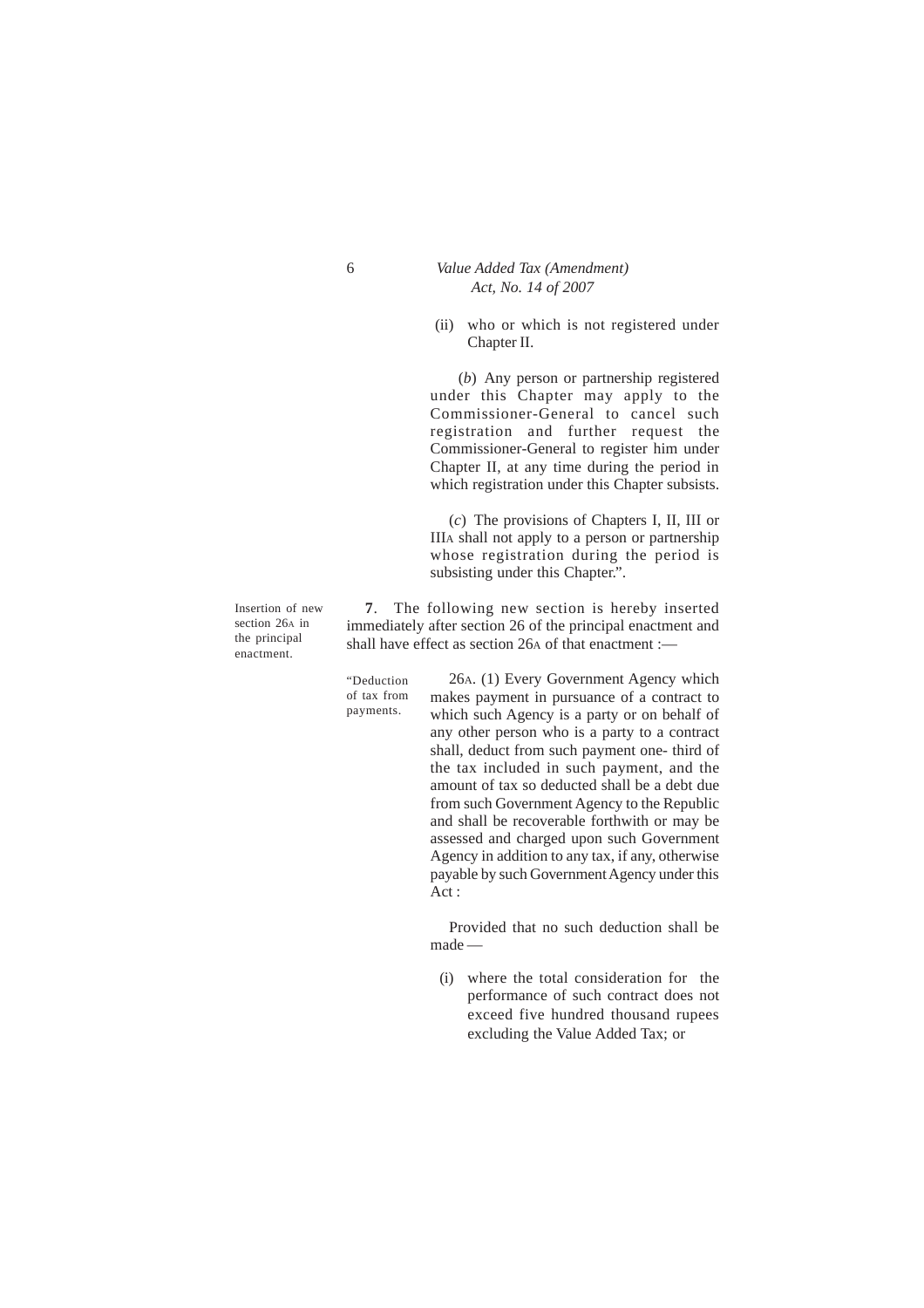(ii) who or which is not registered under Chapter II.

(*b*) Any person or partnership registered under this Chapter may apply to the Commissioner-General to cancel such registration and further request the Commissioner-General to register him under Chapter II, at any time during the period in which registration under this Chapter subsists.

(*c*) The provisions of Chapters I, II, III or IIIA shall not apply to a person or partnership whose registration during the period is subsisting under this Chapter.".

Insertion of new section 26A in the principal enactment.

**7**. The following new section is hereby inserted immediately after section 26 of the principal enactment and shall have effect as section 26A of that enactment :—

"Deduction of tax from payments.

26A. (1) Every Government Agency which makes payment in pursuance of a contract to which such Agency is a party or on behalf of any other person who is a party to a contract shall, deduct from such payment one- third of the tax included in such payment, and the amount of tax so deducted shall be a debt due from such Government Agency to the Republic and shall be recoverable forthwith or may be assessed and charged upon such Government Agency in addition to any tax, if any, otherwise payable by such Government Agency under this Act :

Provided that no such deduction shall be made —

(i) where the total consideration for the performance of such contract does not exceed five hundred thousand rupees excluding the Value Added Tax; or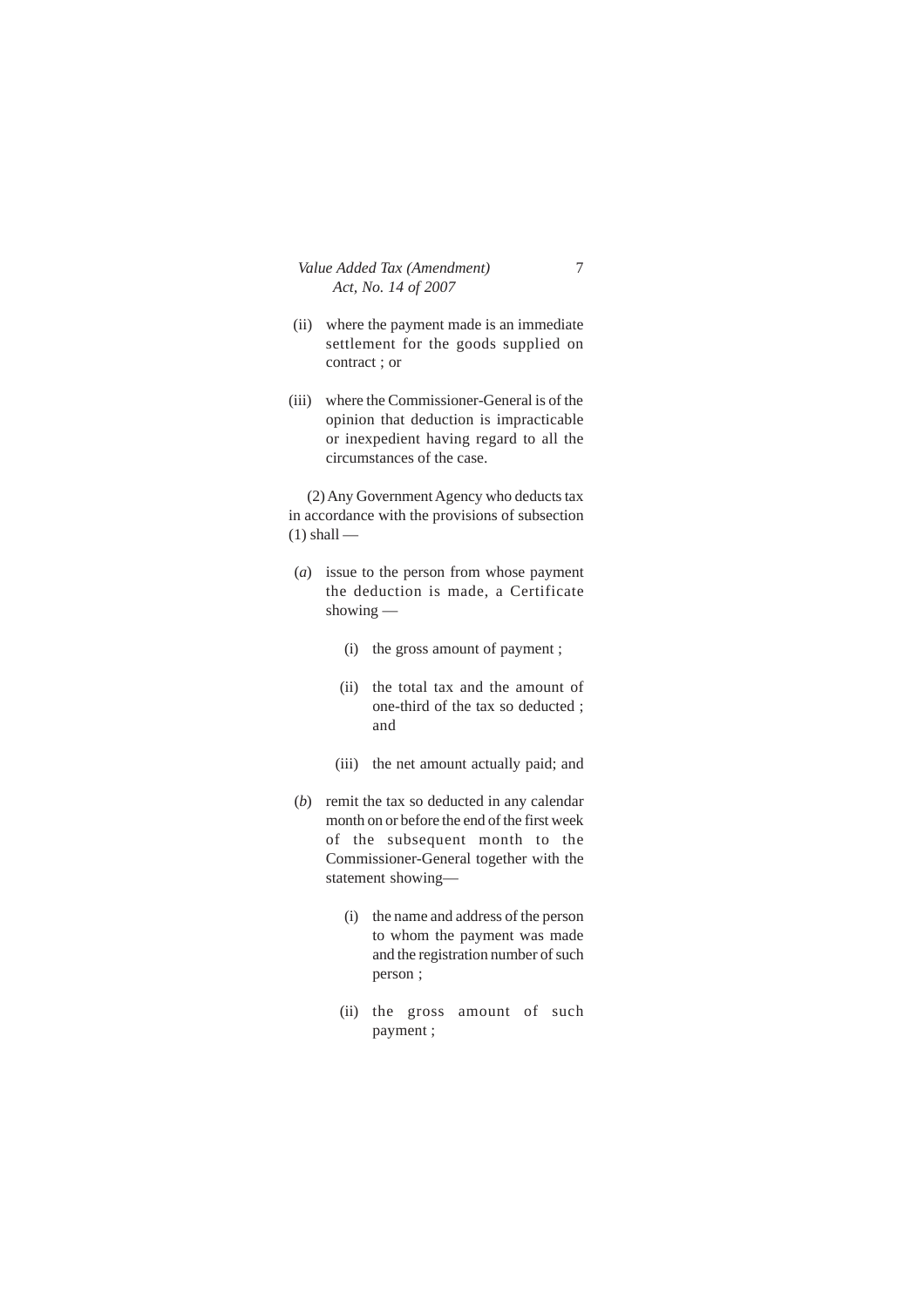(ii) where the payment made is an immediate settlement for the goods supplied on contract ; or

(iii) where the Commissioner-General is of the opinion that deduction is impracticable or inexpedient having regard to all the circumstances of the case.

(2) Any Government Agency who deducts tax in accordance with the provisions of subsection (1) shall —

(*a*) issue to the person from whose payment the deduction is made, a Certificate showing —

(i) the gross amount of payment ;

(ii) the total tax and the amount of one-third of the tax so deducted ; and

(iii) the net amount actually paid; and

(*b*) remit the tax so deducted in any calendar month on or before the end of the first week of the subsequent month to the Commissioner-General together with the statement showing—

(i) the name and address of the person to whom the payment was made and the registration number of such person ;

(ii) the gross amount of such payment ;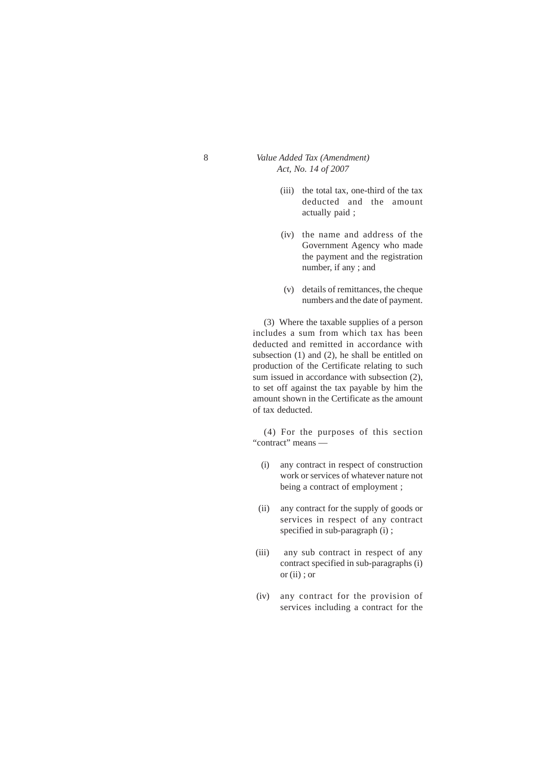(iii) the total tax, one-third of the tax deducted and the amount actually paid ;

(iv) the name and address of the Government Agency who made the payment and the registration number, if any ; and

(v) details of remittances, the cheque numbers and the date of payment.

(3) Where the taxable supplies of a person includes a sum from which tax has been deducted and remitted in accordance with subsection (1) and (2), he shall be entitled on production of the Certificate relating to such sum issued in accordance with subsection (2), to set off against the tax payable by him the amount shown in the Certificate as the amount of tax deducted.

(4) For the purposes of this section "contract" means —

(i) any contract in respect of construction work or services of whatever nature not being a contract of employment ;

(ii) any contract for the supply of goods or services in respect of any contract specified in sub-paragraph (i) ;

(iii) any sub contract in respect of any contract specified in sub-paragraphs (i) or (ii) ; or

(iv) any contract for the provision of services including a contract for the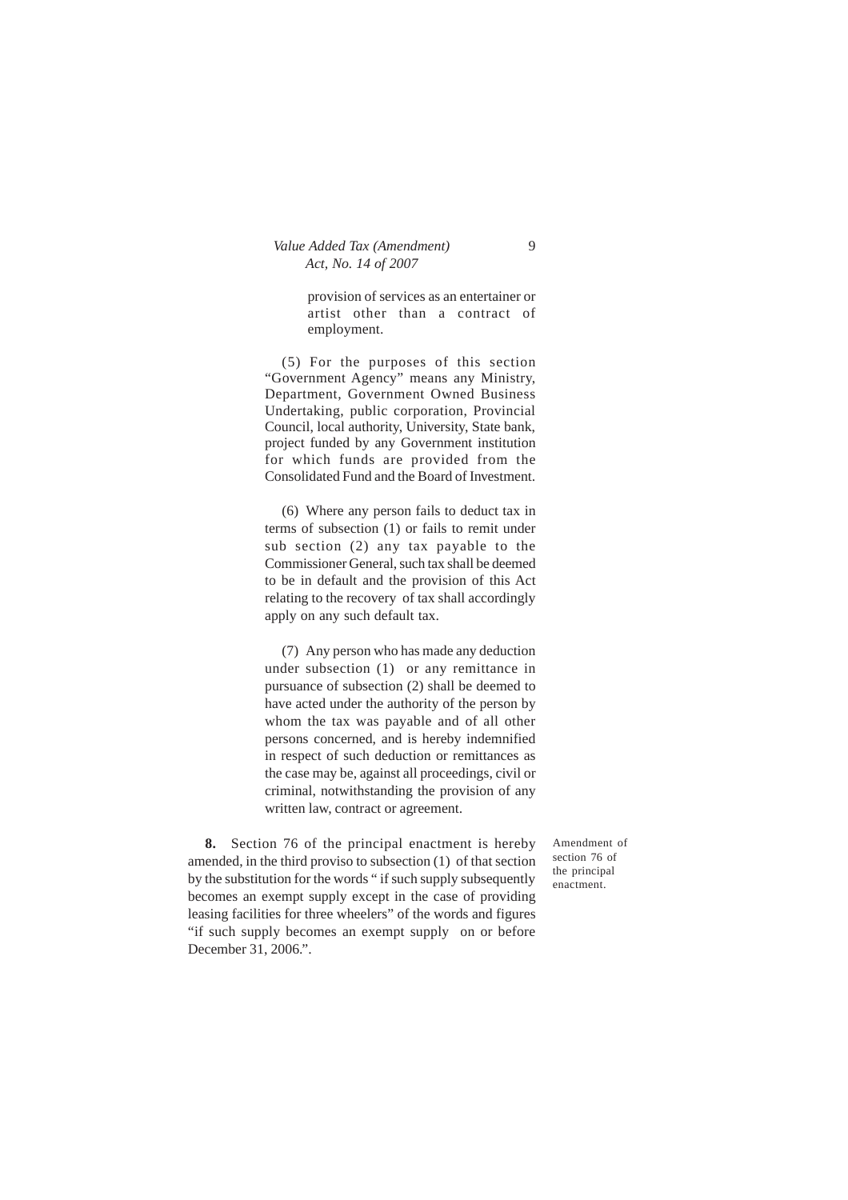provision of services as an entertainer or artist other than a contract of employment.

(5) For the purposes of this section "Government Agency" means any Ministry, Department, Government Owned Business Undertaking, public corporation, Provincial Council, local authority, University, State bank, project funded by any Government institution for which funds are provided from the Consolidated Fund and the Board of Investment.

(6) Where any person fails to deduct tax in terms of subsection (1) or fails to remit under sub section (2) any tax payable to the Commissioner General, such tax shall be deemed to be in default and the provision of this Act relating to the recovery of tax shall accordingly apply on any such default tax.

(7) Any person who has made any deduction under subsection (1) or any remittance in pursuance of subsection (2) shall be deemed to have acted under the authority of the person by whom the tax was payable and of all other persons concerned, and is hereby indemnified in respect of such deduction or remittances as the case may be, against all proceedings, civil or criminal, notwithstanding the provision of any written law, contract or agreement.

Amendment of section 76 of the principal enactment.

**8.** Section 76 of the principal enactment is hereby amended, in the third proviso to subsection (1) of that section by the substitution for the words " if such supply subsequently becomes an exempt supply except in the case of providing leasing facilities for three wheelers" of the words and figures "if such supply becomes an exempt supply on or before December 31, 2006.".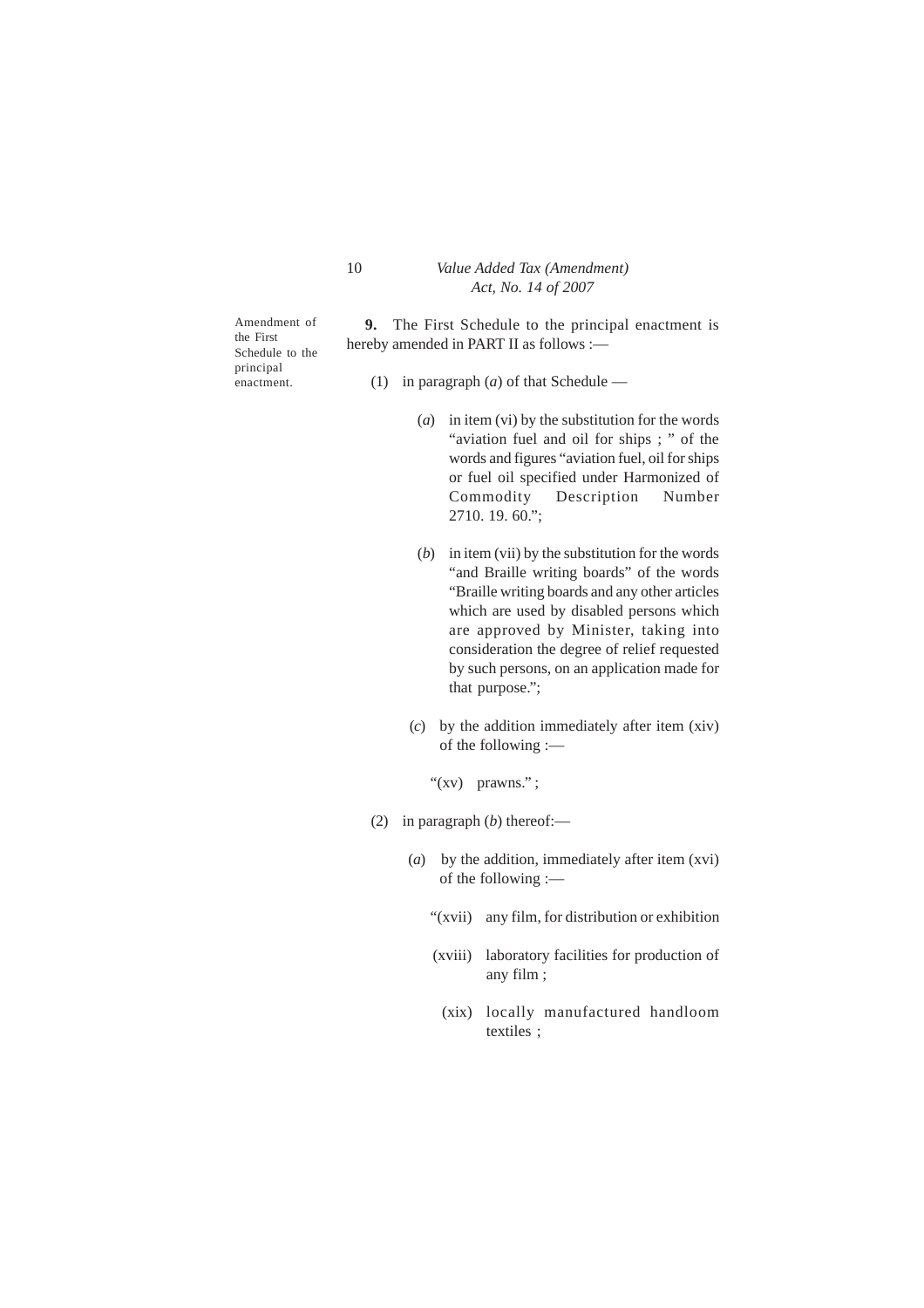Amendment of the First Schedule to the principal enactment.

**9.** The First Schedule to the principal enactment is hereby amended in PART II as follows :—

(1) in paragraph (*a*) of that Schedule —

(*a*) in item (vi) by the substitution for the words "aviation fuel and oil for ships ; " of the words and figures "aviation fuel, oil for ships or fuel oil specified under Harmonized of Commodity Description Number 2710. 19. 60.";

(*b*) in item (vii) by the substitution for the words "and Braille writing boards" of the words "Braille writing boards and any other articles which are used by disabled persons which are approved by Minister, taking into consideration the degree of relief requested by such persons, on an application made for that purpose.";

(*c*) by the addition immediately after item (xiv) of the following :—

"(xv) prawns." ;

(2) in paragraph (*b*) thereof:—

(*a*) by the addition, immediately after item (xvi) of the following :—

"(xvii) any film, for distribution or exhibition

(xviii) laboratory facilities for production of any film ;

(xix) locally manufactured handloom textiles ;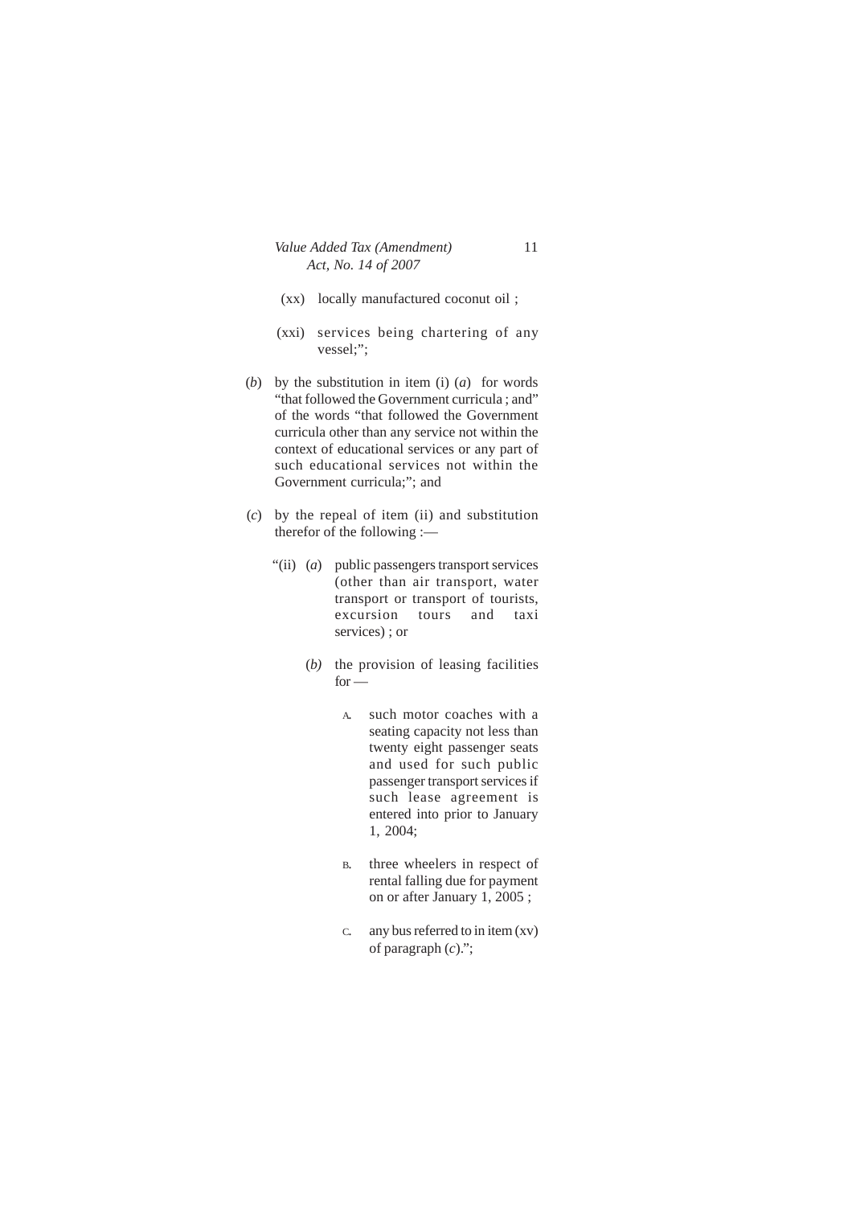(xx) locally manufactured coconut oil ;

(xxi) services being chartering of any vessel;";

(*b*) by the substitution in item (i) (*a*) for words "that followed the Government curricula ; and" of the words "that followed the Government curricula other than any service not within the context of educational services or any part of such educational services not within the Government curricula;"; and

(*c*) by the repeal of item (ii) and substitution therefor of the following :—

"(ii) (*a*) public passengers transport services (other than air transport, water transport or transport of tourists, excursion tours and taxi services) ; or

(*b*) the provision of leasing facilities for —

A. such motor coaches with a seating capacity not less than twenty eight passenger seats and used for such public passenger transport services if such lease agreement is entered into prior to January 1, 2004;

B. three wheelers in respect of rental falling due for payment on or after January 1, 2005 ;

C. any bus referred to in item (xv) of paragraph (*c*).";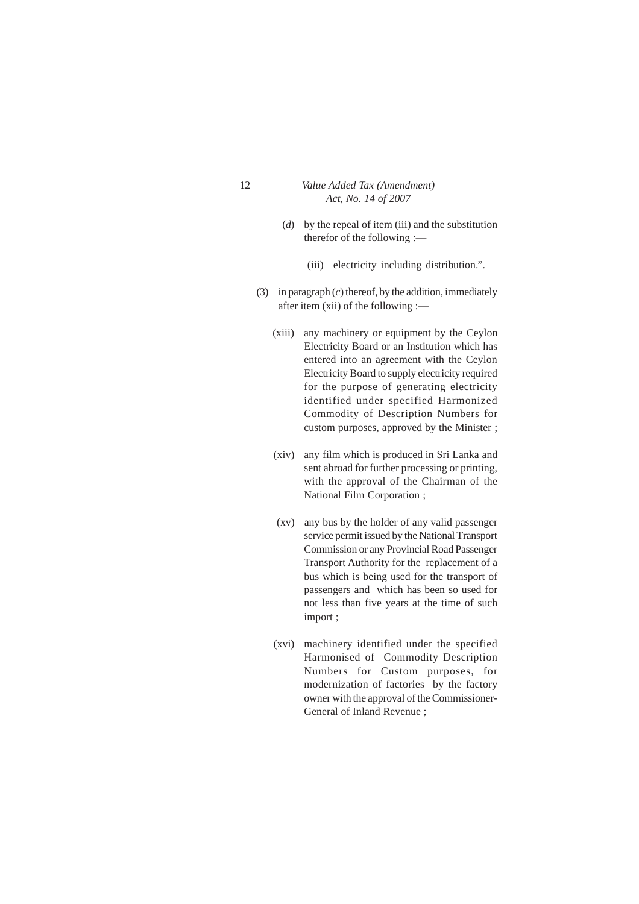(*d*) by the repeal of item (iii) and the substitution therefor of the following :—

(iii) electricity including distribution.".

(3) in paragraph (*c*) thereof, by the addition, immediately after item (xii) of the following :—

(xiii) any machinery or equipment by the Ceylon Electricity Board or an Institution which has entered into an agreement with the Ceylon Electricity Board to supply electricity required for the purpose of generating electricity identified under specified Harmonized Commodity of Description Numbers for custom purposes, approved by the Minister ;

(xiv) any film which is produced in Sri Lanka and sent abroad for further processing or printing, with the approval of the Chairman of the National Film Corporation ;

(xv) any bus by the holder of any valid passenger service permit issued by the National Transport Commission or any Provincial Road Passenger Transport Authority for the replacement of a bus which is being used for the transport of passengers and which has been so used for not less than five years at the time of such import ;

(xvi) machinery identified under the specified Harmonised of Commodity Description Numbers for Custom purposes, for modernization of factories by the factory owner with the approval of the Commissioner-General of Inland Revenue ;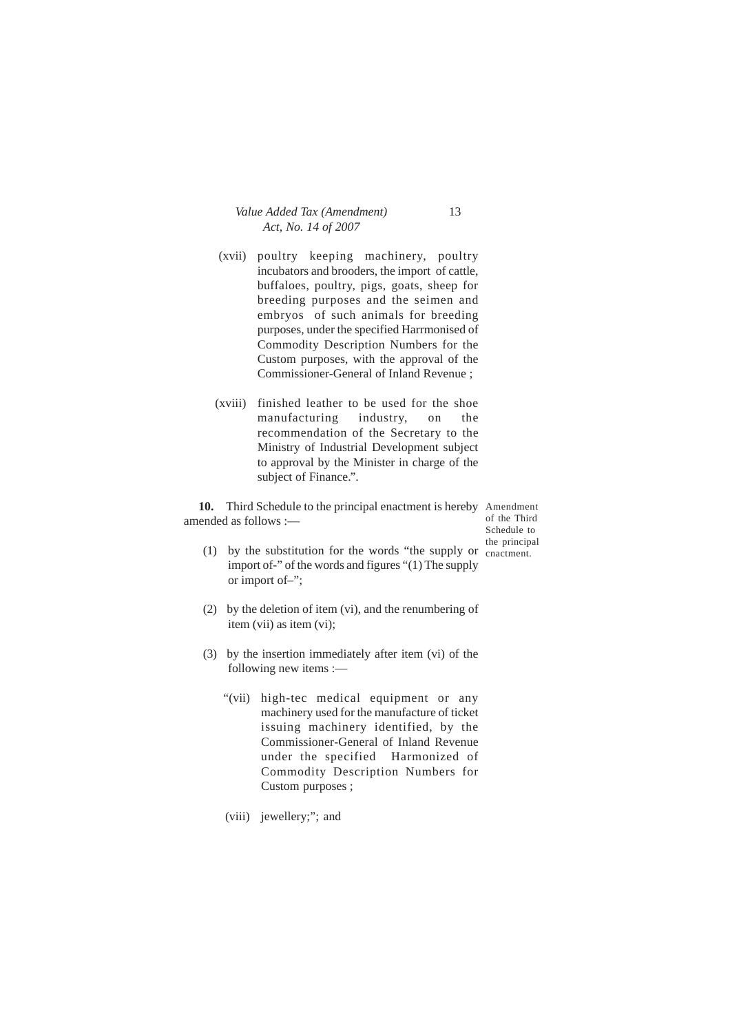(xvii) poultry keeping machinery, poultry incubators and brooders, the import of cattle, buffaloes, poultry, pigs, goats, sheep for breeding purposes and the seimen and embryos of such animals for breeding purposes, under the specified Harrmonised of Commodity Description Numbers for the Custom purposes, with the approval of the Commissioner-General of Inland Revenue ;

(xviii) finished leather to be used for the shoe manufacturing industry, on the recommendation of the Secretary to the Ministry of Industrial Development subject to approval by the Minister in charge of the subject of Finance.".

Amendment of the Third Schedule to the principal cnactment.

**10.** Third Schedule to the principal enactment is hereby amended as follows :—

(1) by the substitution for the words "the supply or import of-" of the words and figures "(1) The supply or import of–";

(2) by the deletion of item (vi), and the renumbering of item (vii) as item (vi);

(3) by the insertion immediately after item (vi) of the following new items :—

"(vii) high-tec medical equipment or any machinery used for the manufacture of ticket issuing machinery identified, by the Commissioner-General of Inland Revenue under the specified Harmonized of Commodity Description Numbers for Custom purposes ;

(viii) jewellery;"; and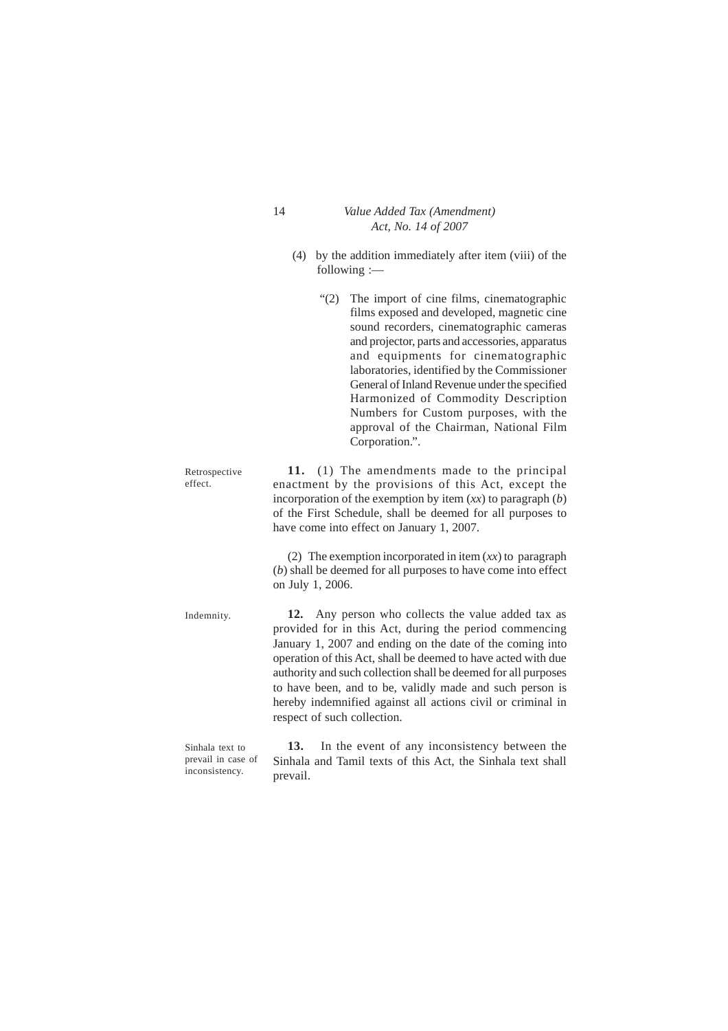(4) by the addition immediately after item (viii) of the following :—

"(2) The import of cine films, cinematographic films exposed and developed, magnetic cine sound recorders, cinematographic cameras and projector, parts and accessories, apparatus and equipments for cinematographic laboratories, identified by the Commissioner General of Inland Revenue under the specified Harmonized of Commodity Description Numbers for Custom purposes, with the approval of the Chairman, National Film Corporation.".

Retrospective effect.

**11.** (1) The amendments made to the principal enactment by the provisions of this Act, except the incorporation of the exemption by item (*xx*) to paragraph (*b*) of the First Schedule, shall be deemed for all purposes to have come into effect on January 1, 2007.

(2) The exemption incorporated in item (*xx*) to paragraph (*b*) shall be deemed for all purposes to have come into effect on July 1, 2006.

Indemnity.

**12.** Any person who collects the value added tax as provided for in this Act, during the period commencing January 1, 2007 and ending on the date of the coming into operation of this Act, shall be deemed to have acted with due authority and such collection shall be deemed for all purposes to have been, and to be, validly made and such person is hereby indemnified against all actions civil or criminal in respect of such collection.

Sinhala text to prevail in case of inconsistency.

**13.** In the event of any inconsistency between the Sinhala and Tamil texts of this Act, the Sinhala text shall prevail.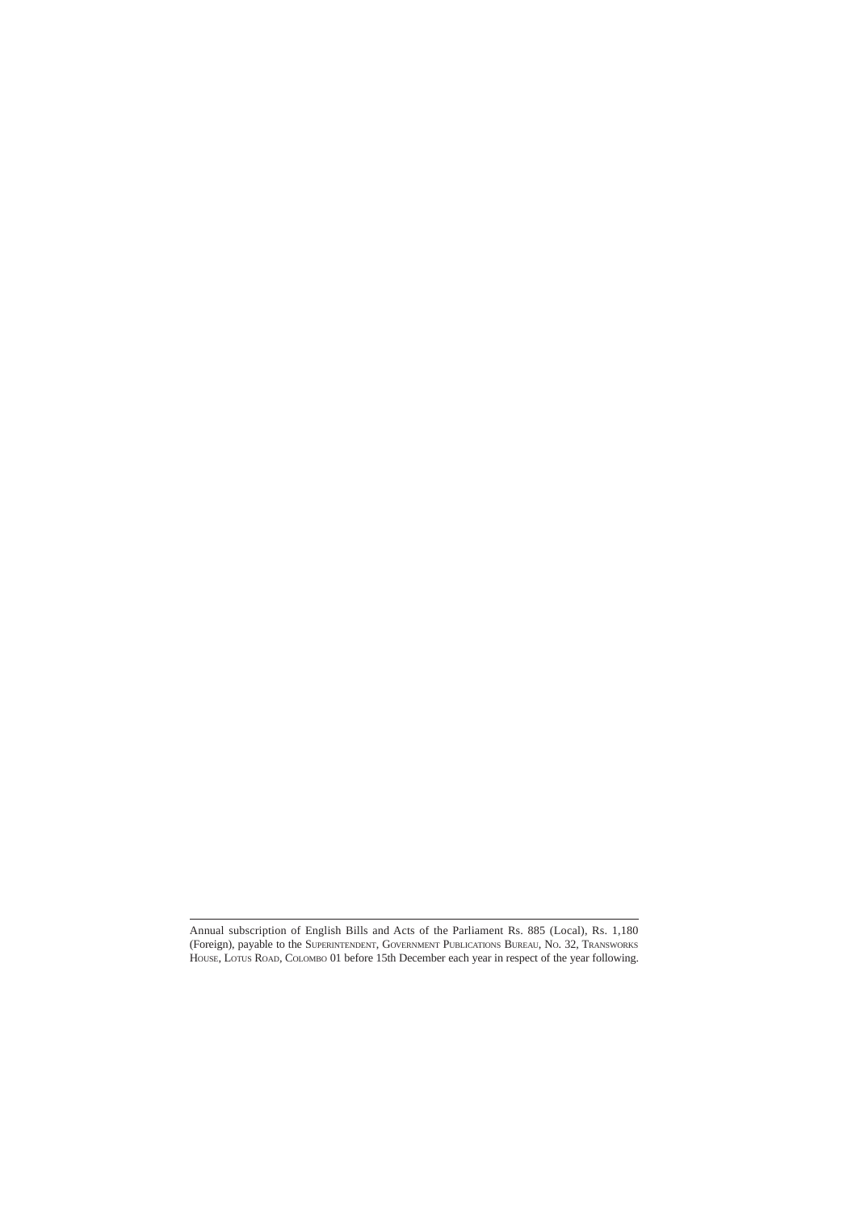Annual subscription of English Bills and Acts of the Parliament Rs. 885 (Local), Rs. 1,180 (Foreign), payable to the SUPERINTENDENT, GOVERNMENT PUBLICATIONS BUREAU, NO. 32, TRANSWORKS HOUSE, LOTUS ROAD, COLOMBO 01 before 15th December each year in respect of the year following.